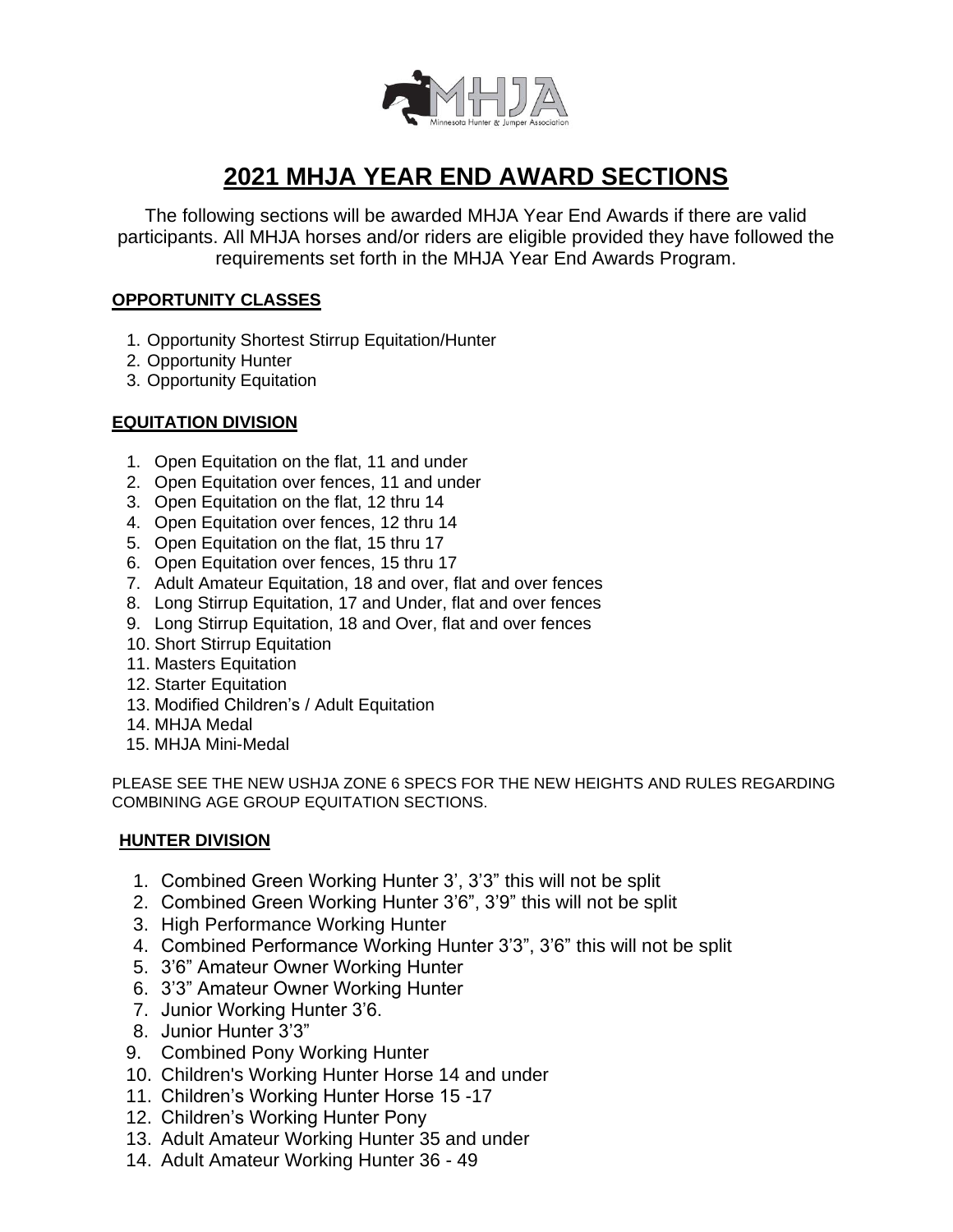# 2021 MHJA YEAR END AWARD SECTIONS

The following sections will be awarded MHJA Year End Awards if there are valid participants. All MHJA horses and/or riders are eligible provided they have followed the requirements set forth in the MHJA Year End Awards Program.

## OPPORTUNITY CLASSES

1. Opportunity Shortest Stirrup Equitation/Hunter
2. Opportunity Hunter
3. Opportunity Equitation

## EQUITATION DIVISION

1. Open Equitation on the flat, 11 and under
2. Open Equitation over fences, 11 and under
3. Open Equitation on the flat, 12 thru 14
4. Open Equitation over fences, 12 thru 14
5. Open Equitation on the flat, 15 thru 17
6. Open Equitation over fences, 15 thru 17
7. Adult Amateur Equitation, 18 and over, flat and over fences
8. Long Stirrup Equitation, 17 and Under, flat and over fences
9. Long Stirrup Equitation, 18 and Over, flat and over fences
10. Short Stirrup Equitation
11. Masters Equitation
12. Starter Equitation
13. Modified Children's / Adult Equitation
14. MHJA Medal
15. MHJA Mini-Medal

PLEASE SEE THE NEW USHJA ZONE 6 SPECS FOR THE NEW HEIGHTS AND RULES REGARDING COMBINING AGE GROUP EQUITATION SECTIONS.

## HUNTER DIVISION

1. Combined Green Working Hunter 3', 3'3" this will not be split
2. Combined Green Working Hunter 3'6", 3'9" this will not be split
3. High Performance Working Hunter
4. Combined Performance Working Hunter 3'3", 3'6" this will not be split
5. 3'6" Amateur Owner Working Hunter
6. 3'3" Amateur Owner Working Hunter
7. Junior Working Hunter 3'6.
8. Junior Hunter 3'3"
9. Combined Pony Working Hunter
10. Children's Working Hunter Horse 14 and under
11. Children's Working Hunter Horse 15 -17
12. Children's Working Hunter Pony
13. Adult Amateur Working Hunter 35 and under
14. Adult Amateur Working Hunter 36 - 49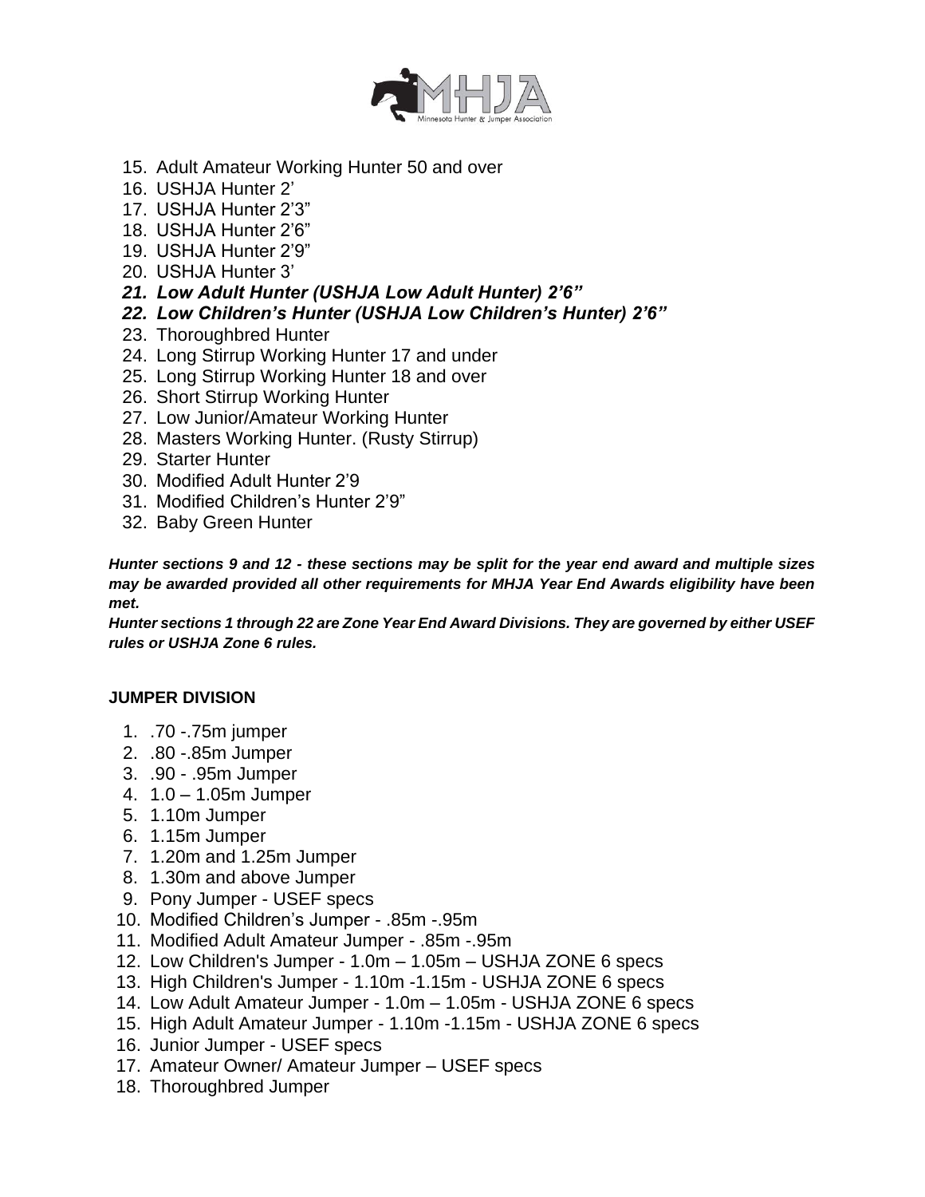15. Adult Amateur Working Hunter 50 and over
16. USHJA Hunter 2’
17. USHJA Hunter 2’3”
18. USHJA Hunter 2’6”
19. USHJA Hunter 2’9”
20. USHJA Hunter 3’
21. ***Low Adult Hunter (USHJA Low Adult Hunter) 2’6”***
22. ***Low Children’s Hunter (USHJA Low Children’s Hunter) 2’6”***
23. Thoroughbred Hunter
24. Long Stirrup Working Hunter 17 and under
25. Long Stirrup Working Hunter 18 and over
26. Short Stirrup Working Hunter
27. Low Junior/Amateur Working Hunter
28. Masters Working Hunter. (Rusty Stirrup)
29. Starter Hunter
30. Modified Adult Hunter 2’9
31. Modified Children’s Hunter 2’9”
32. Baby Green Hunter

***Hunter sections 9 and 12 - these sections may be split for the year end award and multiple sizes may be awarded provided all other requirements for MHJA Year End Awards eligibility have been met.***
***Hunter sections 1 through 22 are Zone Year End Award Divisions. They are governed by either USEF rules or USHJA Zone 6 rules.***

**JUMPER DIVISION**

1. .70 -.75m jumper
2. .80 -.85m Jumper
3. .90 - .95m Jumper
4. 1.0 – 1.05m Jumper
5. 1.10m Jumper
6. 1.15m Jumper
7. 1.20m and 1.25m Jumper
8. 1.30m and above Jumper
9. Pony Jumper - USEF specs
10. Modified Children’s Jumper - .85m -.95m
11. Modified Adult Amateur Jumper - .85m -.95m
12. Low Children's Jumper - 1.0m – 1.05m – USHJA ZONE 6 specs
13. High Children's Jumper - 1.10m -1.15m - USHJA ZONE 6 specs
14. Low Adult Amateur Jumper - 1.0m – 1.05m - USHJA ZONE 6 specs
15. High Adult Amateur Jumper - 1.10m -1.15m - USHJA ZONE 6 specs
16. Junior Jumper - USEF specs
17. Amateur Owner/ Amateur Jumper – USEF specs
18. Thoroughbred Jumper